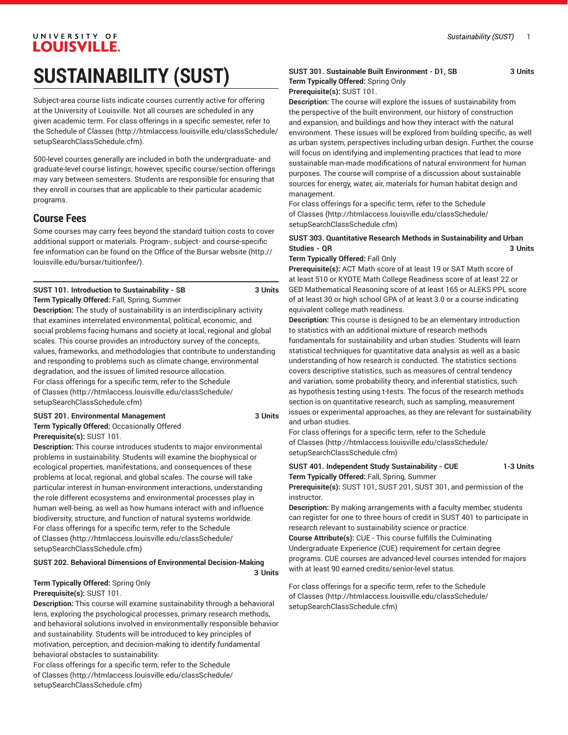# SUSTAINABILITY (SUST)

Subject-area course lists indicate courses currently active for offering at the University of Louisville. Not all courses are scheduled in any given academic term. For class offerings in a specific semester, refer to the Schedule of Classes (http://htmlaccess.louisville.edu/classSchedule/setupSearchClassSchedule.cfm).

500-level courses generally are included in both the undergraduate- and graduate-level course listings; however, specific course/section offerings may vary between semesters. Students are responsible for ensuring that they enroll in courses that are applicable to their particular academic programs.

## Course Fees

Some courses may carry fees beyond the standard tuition costs to cover additional support or materials. Program-, subject- and course-specific fee information can be found on the Office of the Bursar website (http://louisville.edu/bursar/tuitionfee/).

**SUST 101. Introduction to Sustainability - SB** **3 Units**

**Term Typically Offered:** Fall, Spring, Summer

**Description:** The study of sustainability is an interdisciplinary activity that examines interrelated environmental, political, economic, and social problems facing humans and society at local, regional and global scales. This course provides an introductory survey of the concepts, values, frameworks, and methodologies that contribute to understanding and responding to problems such as climate change, environmental degradation, and the issues of limited resource allocation.

For class offerings for a specific term, refer to the Schedule of Classes (http://htmlaccess.louisville.edu/classSchedule/setupSearchClassSchedule.cfm)

**SUST 201. Environmental Management** **3 Units**

**Term Typically Offered:** Occasionally Offered

**Prerequisite(s):** SUST 101.

**Description:** This course introduces students to major environmental problems in sustainability. Students will examine the biophysical or ecological properties, manifestations, and consequences of these problems at local, regional, and global scales. The course will take particular interest in human-environment interactions, understanding the role different ecosystems and environmental processes play in human well-being, as well as how humans interact with and influence biodiversity, structure, and function of natural systems worldwide.

For class offerings for a specific term, refer to the Schedule of Classes (http://htmlaccess.louisville.edu/classSchedule/setupSearchClassSchedule.cfm)

**SUST 202. Behavioral Dimensions of Environmental Decision-Making** **3 Units**

**Term Typically Offered:** Spring Only

**Prerequisite(s):** SUST 101.

**Description:** This course will examine sustainability through a behavioral lens, exploring the psychological processes, primary research methods, and behavioral solutions involved in environmentally responsible behavior and sustainability. Students will be introduced to key principles of motivation, perception, and decision-making to identify fundamental behavioral obstacles to sustainability.

For class offerings for a specific term, refer to the Schedule of Classes (http://htmlaccess.louisville.edu/classSchedule/setupSearchClassSchedule.cfm)

**SUST 301. Sustainable Built Environment - D1, SB** **3 Units**

**Term Typically Offered:** Spring Only

**Prerequisite(s):** SUST 101.

**Description:** The course will explore the issues of sustainability from the perspective of the built environment, our history of construction and expansion, and buildings and how they interact with the natural environment. These issues will be explored from building specific, as well as urban system, perspectives including urban design. Further, the course will focus on identifying and implementing practices that lead to more sustainable man-made modifications of natural environment for human purposes. The course will comprise of a discussion about sustainable sources for energy, water, air, materials for human habitat design and management.

For class offerings for a specific term, refer to the Schedule of Classes (http://htmlaccess.louisville.edu/classSchedule/setupSearchClassSchedule.cfm)

**SUST 303. Quantitative Research Methods in Sustainability and Urban Studies - QR** **3 Units**

**Term Typically Offered:** Fall Only

**Prerequisite(s):** ACT Math score of at least 19 or SAT Math score of at least 510 or KYOTE Math College Readiness score of at least 22 or GED Mathematical Reasoning score of at least 165 or ALEKS PPL score of at least 30 or high school GPA of at least 3.0 or a course indicating equivalent college math readiness.

**Description:** This course is designed to be an elementary introduction to statistics with an additional mixture of research methods fundamentals for sustainability and urban studies. Students will learn statistical techniques for quantitative data analysis as well as a basic understanding of how research is conducted. The statistics sections covers descriptive statistics, such as measures of central tendency and variation, some probability theory, and inferential statistics, such as hypothesis testing using t-tests. The focus of the research methods section is on quantitative research, such as sampling, measurement issues or experimental approaches, as they are relevant for sustainability and urban studies.

For class offerings for a specific term, refer to the Schedule of Classes (http://htmlaccess.louisville.edu/classSchedule/setupSearchClassSchedule.cfm)

**SUST 401. Independent Study Sustainability - CUE** **1-3 Units**

**Term Typically Offered:** Fall, Spring, Summer

**Prerequisite(s):** SUST 101, SUST 201, SUST 301, and permission of the instructor.

**Description:** By making arrangements with a faculty member, students can register for one to three hours of credit in SUST 401 to participate in research relevant to sustainability science or practice.

**Course Attribute(s):** CUE - This course fulfills the Culminating Undergraduate Experience (CUE) requirement for certain degree programs. CUE courses are advanced-level courses intended for majors with at least 90 earned credits/senior-level status.

For class offerings for a specific term, refer to the Schedule of Classes (http://htmlaccess.louisville.edu/classSchedule/setupSearchClassSchedule.cfm)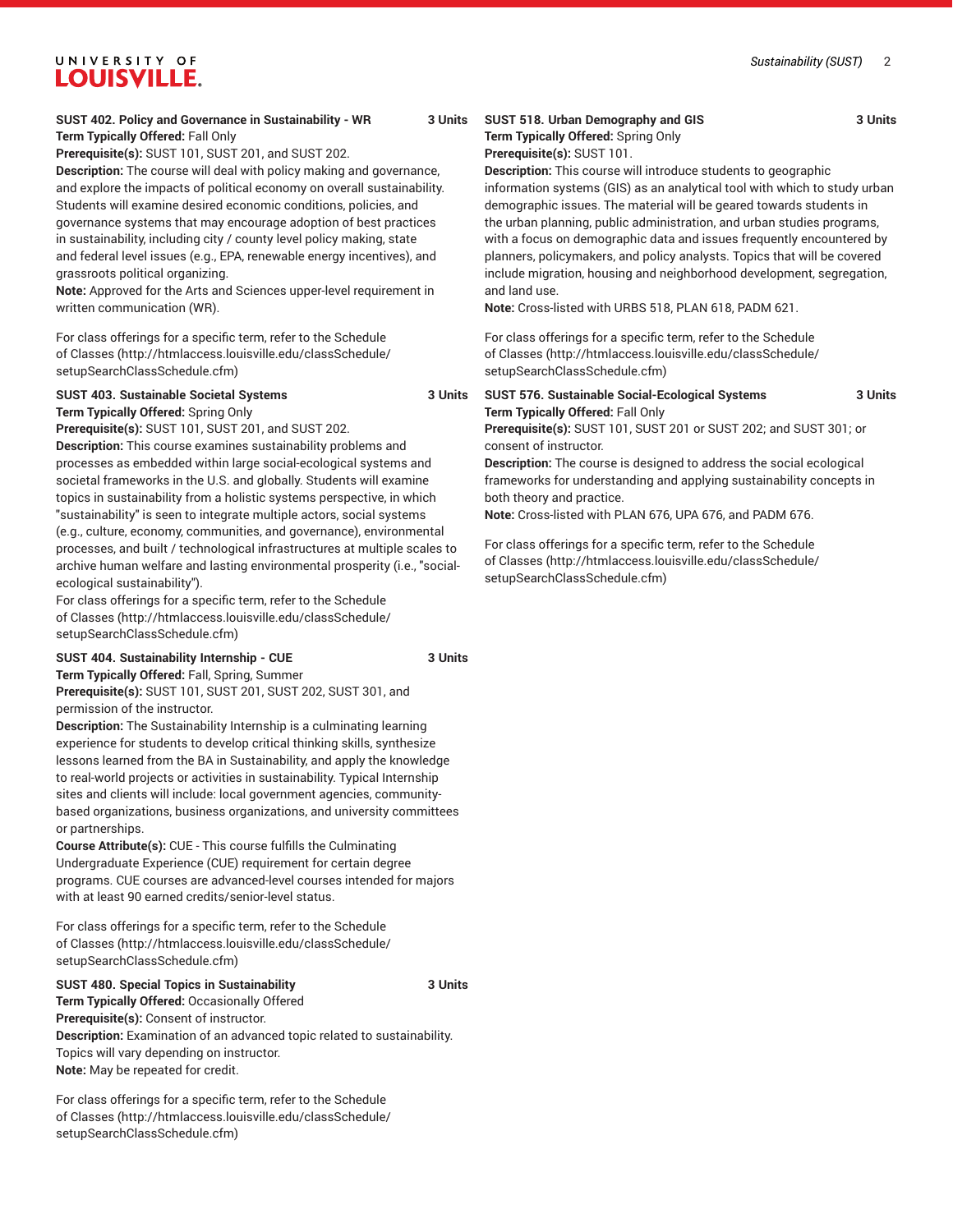**SUST 402. Policy and Governance in Sustainability - WR** **3 Units**

**Term Typically Offered:** Fall Only

**Prerequisite(s):** SUST 101, SUST 201, and SUST 202.

**Description:** The course will deal with policy making and governance, and explore the impacts of political economy on overall sustainability. Students will examine desired economic conditions, policies, and governance systems that may encourage adoption of best practices in sustainability, including city / county level policy making, state and federal level issues (e.g., EPA, renewable energy incentives), and grassroots political organizing.

**Note:** Approved for the Arts and Sciences upper-level requirement in written communication (WR).

For class offerings for a specific term, refer to the Schedule of Classes (http://htmlaccess.louisville.edu/classSchedule/setupSearchClassSchedule.cfm)

**SUST 403. Sustainable Societal Systems** **3 Units**

**Term Typically Offered:** Spring Only

**Prerequisite(s):** SUST 101, SUST 201, and SUST 202.

**Description:** This course examines sustainability problems and processes as embedded within large social-ecological systems and societal frameworks in the U.S. and globally. Students will examine topics in sustainability from a holistic systems perspective, in which "sustainability" is seen to integrate multiple actors, social systems (e.g., culture, economy, communities, and governance), environmental processes, and built / technological infrastructures at multiple scales to archive human welfare and lasting environmental prosperity (i.e., "social-ecological sustainability").

For class offerings for a specific term, refer to the Schedule of Classes (http://htmlaccess.louisville.edu/classSchedule/setupSearchClassSchedule.cfm)

**SUST 404. Sustainability Internship - CUE** **3 Units**

**Term Typically Offered:** Fall, Spring, Summer

**Prerequisite(s):** SUST 101, SUST 201, SUST 202, SUST 301, and permission of the instructor.

**Description:** The Sustainability Internship is a culminating learning experience for students to develop critical thinking skills, synthesize lessons learned from the BA in Sustainability, and apply the knowledge to real-world projects or activities in sustainability. Typical Internship sites and clients will include: local government agencies, community-based organizations, business organizations, and university committees or partnerships.

**Course Attribute(s):** CUE - This course fulfills the Culminating Undergraduate Experience (CUE) requirement for certain degree programs. CUE courses are advanced-level courses intended for majors with at least 90 earned credits/senior-level status.

For class offerings for a specific term, refer to the Schedule of Classes (http://htmlaccess.louisville.edu/classSchedule/setupSearchClassSchedule.cfm)

**SUST 480. Special Topics in Sustainability** **3 Units**

**Term Typically Offered:** Occasionally Offered

**Prerequisite(s):** Consent of instructor.

**Description:** Examination of an advanced topic related to sustainability. Topics will vary depending on instructor.

**Note:** May be repeated for credit.

For class offerings for a specific term, refer to the Schedule of Classes (http://htmlaccess.louisville.edu/classSchedule/setupSearchClassSchedule.cfm)

**SUST 518. Urban Demography and GIS** **3 Units**

**Term Typically Offered:** Spring Only

**Prerequisite(s):** SUST 101.

**Description:** This course will introduce students to geographic information systems (GIS) as an analytical tool with which to study urban demographic issues. The material will be geared towards students in the urban planning, public administration, and urban studies programs, with a focus on demographic data and issues frequently encountered by planners, policymakers, and policy analysts. Topics that will be covered include migration, housing and neighborhood development, segregation, and land use.

**Note:** Cross-listed with URBS 518, PLAN 618, PADM 621.

For class offerings for a specific term, refer to the Schedule of Classes (http://htmlaccess.louisville.edu/classSchedule/setupSearchClassSchedule.cfm)

**SUST 576. Sustainable Social-Ecological Systems** **3 Units**

**Term Typically Offered:** Fall Only

**Prerequisite(s):** SUST 101, SUST 201 or SUST 202; and SUST 301; or consent of instructor.

**Description:** The course is designed to address the social ecological frameworks for understanding and applying sustainability concepts in both theory and practice.

**Note:** Cross-listed with PLAN 676, UPA 676, and PADM 676.

For class offerings for a specific term, refer to the Schedule of Classes (http://htmlaccess.louisville.edu/classSchedule/setupSearchClassSchedule.cfm)